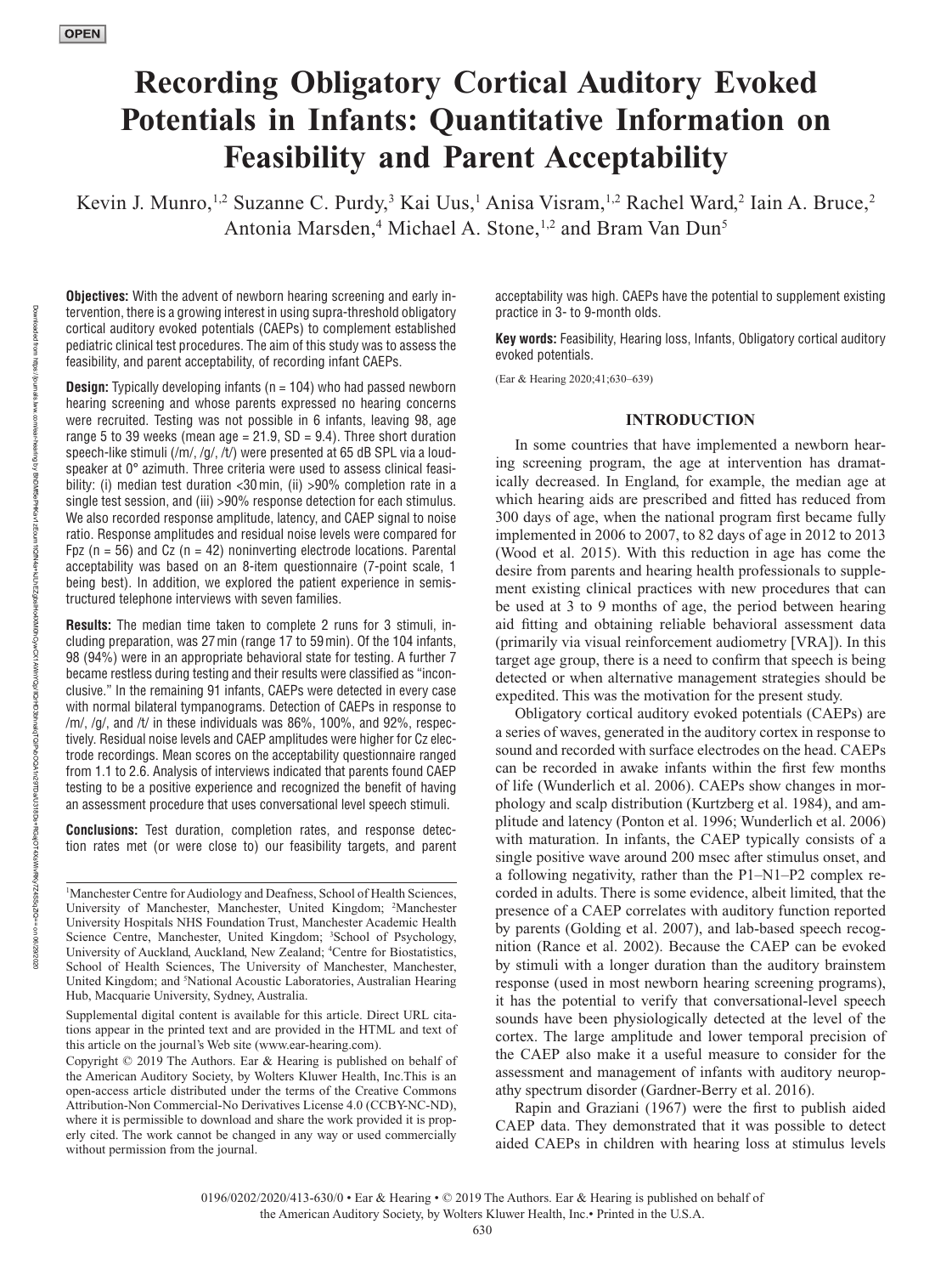OPEN

# Recording Obligatory Cortical Auditory Evoked Potentials in Infants: Quantitative Information on Feasibility and Parent Acceptability

Kevin J. Munro,[1,2] Suzanne C. Purdy,[3] Kai Uus,[1] Anisa Visram,[1,2] Rachel Ward,[2] Iain A. Bruce,[2] Antonia Marsden,[4] Michael A. Stone,[1,2] and Bram Van Dun[5]

**Objectives:** With the advent of newborn hearing screening and early intervention, there is a growing interest in using supra-threshold obligatory cortical auditory evoked potentials (CAEPs) to complement established pediatric clinical test procedures. The aim of this study was to assess the feasibility, and parent acceptability, of recording infant CAEPs.

**Design:** Typically developing infants (n = 104) who had passed newborn hearing screening and whose parents expressed no hearing concerns were recruited. Testing was not possible in 6 infants, leaving 98, age range 5 to 39 weeks (mean age = 21.9, SD = 9.4). Three short duration speech-like stimuli (/m/, /g/, /t/) were presented at 65 dB SPL via a loudspeaker at 0° azimuth. Three criteria were used to assess clinical feasibility: (i) median test duration <30 min, (ii) >90% completion rate in a single test session, and (iii) >90% response detection for each stimulus. We also recorded response amplitude, latency, and CAEP signal to noise ratio. Response amplitudes and residual noise levels were compared for Fpz (n = 56) and Cz (n = 42) noninverting electrode locations. Parental acceptability was based on an 8-item questionnaire (7-point scale, 1 being best). In addition, we explored the patient experience in semistructured telephone interviews with seven families.

**Results:** The median time taken to complete 2 runs for 3 stimuli, including preparation, was 27 min (range 17 to 59 min). Of the 104 infants, 98 (94%) were in an appropriate behavioral state for testing. A further 7 became restless during testing and their results were classified as "inconclusive." In the remaining 91 infants, CAEPs were detected in every case with normal bilateral tympanograms. Detection of CAEPs in response to /m/, /g/, and /t/ in these individuals was 86%, 100%, and 92%, respectively. Residual noise levels and CAEP amplitudes were higher for Cz electrode recordings. Mean scores on the acceptability questionnaire ranged from 1.1 to 2.6. Analysis of interviews indicated that parents found CAEP testing to be a positive experience and recognized the benefit of having an assessment procedure that uses conversational level speech stimuli.

**Conclusions:** Test duration, completion rates, and response detection rates met (or were close to) our feasibility targets, and parent acceptability was high. CAEPs have the potential to supplement existing practice in 3- to 9-month olds.

**Key words:** Feasibility, Hearing loss, Infants, Obligatory cortical auditory evoked potentials.

(Ear & Hearing 2020;41;630–639)

[1]Manchester Centre for Audiology and Deafness, School of Health Sciences, University of Manchester, Manchester, United Kingdom; [2]Manchester University Hospitals NHS Foundation Trust, Manchester Academic Health Science Centre, Manchester, United Kingdom; [3]School of Psychology, University of Auckland, Auckland, New Zealand; [4]Centre for Biostatistics, School of Health Sciences, The University of Manchester, Manchester, United Kingdom; and [5]National Acoustic Laboratories, Australian Hearing Hub, Macquarie University, Sydney, Australia.

Supplemental digital content is available for this article. Direct URL citations appear in the printed text and are provided in the HTML and text of this article on the journal's Web site (www.ear-hearing.com).

Copyright © 2019 The Authors. Ear & Hearing is published on behalf of the American Auditory Society, by Wolters Kluwer Health, Inc.This is an open-access article distributed under the terms of the Creative Commons Attribution-Non Commercial-No Derivatives License 4.0 (CCBY-NC-ND), where it is permissible to download and share the work provided it is properly cited. The work cannot be changed in any way or used commercially without permission from the journal.

## INTRODUCTION

In some countries that have implemented a newborn hearing screening program, the age at intervention has dramatically decreased. In England, for example, the median age at which hearing aids are prescribed and fitted has reduced from 300 days of age, when the national program first became fully implemented in 2006 to 2007, to 82 days of age in 2012 to 2013 (Wood et al. 2015). With this reduction in age has come the desire from parents and hearing health professionals to supplement existing clinical practices with new procedures that can be used at 3 to 9 months of age, the period between hearing aid fitting and obtaining reliable behavioral assessment data (primarily via visual reinforcement audiometry [VRA]). In this target age group, there is a need to confirm that speech is being detected or when alternative management strategies should be expedited. This was the motivation for the present study.

Obligatory cortical auditory evoked potentials (CAEPs) are a series of waves, generated in the auditory cortex in response to sound and recorded with surface electrodes on the head. CAEPs can be recorded in awake infants within the first few months of life (Wunderlich et al. 2006). CAEPs show changes in morphology and scalp distribution (Kurtzberg et al. 1984), and amplitude and latency (Ponton et al. 1996; Wunderlich et al. 2006) with maturation. In infants, the CAEP typically consists of a single positive wave around 200 msec after stimulus onset, and a following negativity, rather than the P1–N1–P2 complex recorded in adults. There is some evidence, albeit limited, that the presence of a CAEP correlates with auditory function reported by parents (Golding et al. 2007), and lab-based speech recognition (Rance et al. 2002). Because the CAEP can be evoked by stimuli with a longer duration than the auditory brainstem response (used in most newborn hearing screening programs), it has the potential to verify that conversational-level speech sounds have been physiologically detected at the level of the cortex. The large amplitude and lower temporal precision of the CAEP also make it a useful measure to consider for the assessment and management of infants with auditory neuropathy spectrum disorder (Gardner-Berry et al. 2016).

Rapin and Graziani (1967) were the first to publish aided CAEP data. They demonstrated that it was possible to detect aided CAEPs in children with hearing loss at stimulus levels

0196/0202/2020/413-630/0 • Ear & Hearing • © 2019 The Authors. Ear & Hearing is published on behalf of the American Auditory Society, by Wolters Kluwer Health, Inc.• Printed in the U.S.A.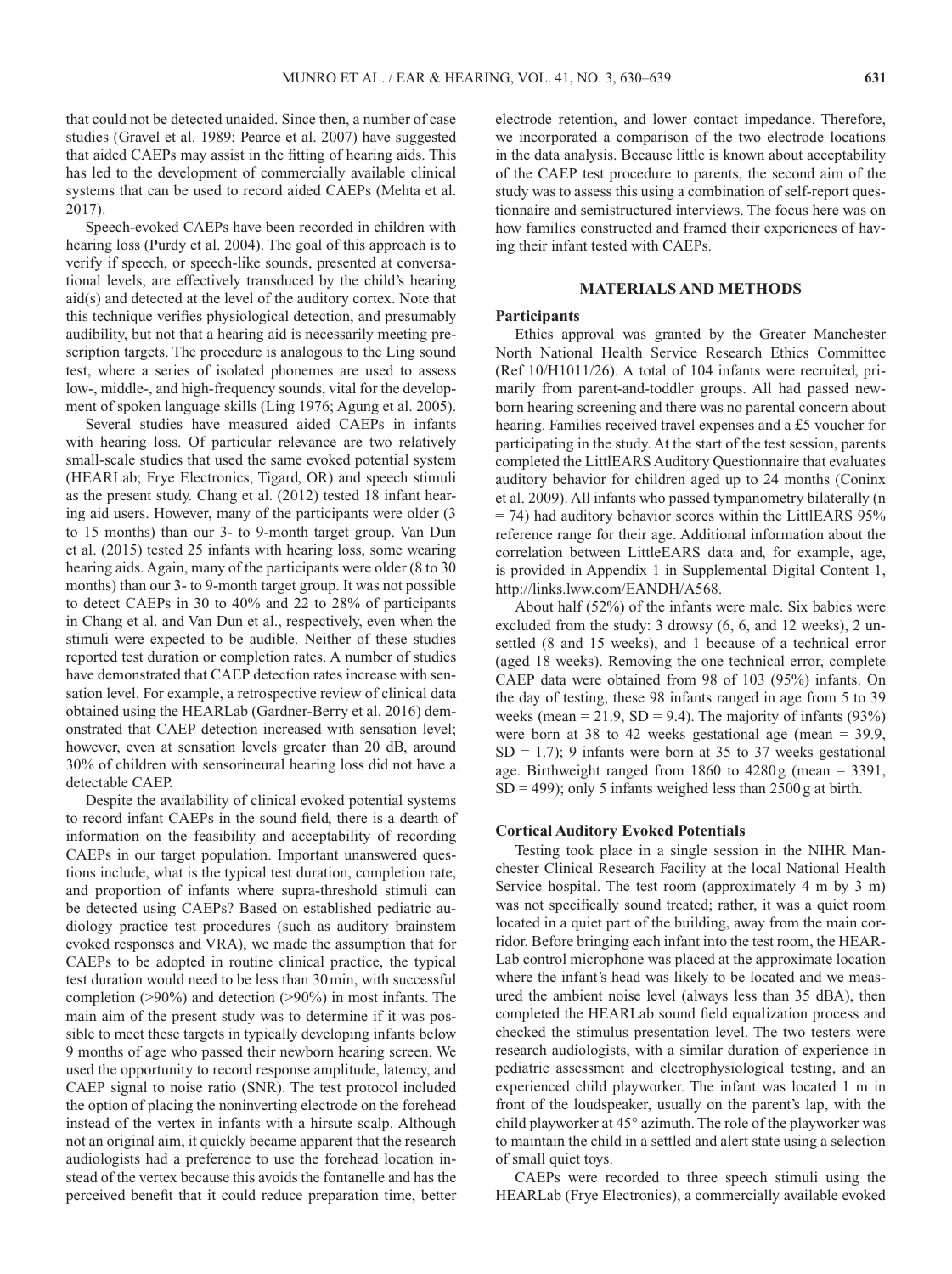that could not be detected unaided. Since then, a number of case studies (Gravel et al. 1989; Pearce et al. 2007) have suggested that aided CAEPs may assist in the fitting of hearing aids. This has led to the development of commercially available clinical systems that can be used to record aided CAEPs (Mehta et al. 2017).

Speech-evoked CAEPs have been recorded in children with hearing loss (Purdy et al. 2004). The goal of this approach is to verify if speech, or speech-like sounds, presented at conversational levels, are effectively transduced by the child's hearing aid(s) and detected at the level of the auditory cortex. Note that this technique verifies physiological detection, and presumably audibility, but not that a hearing aid is necessarily meeting prescription targets. The procedure is analogous to the Ling sound test, where a series of isolated phonemes are used to assess low-, middle-, and high-frequency sounds, vital for the development of spoken language skills (Ling 1976; Agung et al. 2005).

Several studies have measured aided CAEPs in infants with hearing loss. Of particular relevance are two relatively small-scale studies that used the same evoked potential system (HEARLab; Frye Electronics, Tigard, OR) and speech stimuli as the present study. Chang et al. (2012) tested 18 infant hearing aid users. However, many of the participants were older (3 to 15 months) than our 3- to 9-month target group. Van Dun et al. (2015) tested 25 infants with hearing loss, some wearing hearing aids. Again, many of the participants were older (8 to 30 months) than our 3- to 9-month target group. It was not possible to detect CAEPs in 30 to 40% and 22 to 28% of participants in Chang et al. and Van Dun et al., respectively, even when the stimuli were expected to be audible. Neither of these studies reported test duration or completion rates. A number of studies have demonstrated that CAEP detection rates increase with sensation level. For example, a retrospective review of clinical data obtained using the HEARLab (Gardner-Berry et al. 2016) demonstrated that CAEP detection increased with sensation level; however, even at sensation levels greater than 20 dB, around 30% of children with sensorineural hearing loss did not have a detectable CAEP.

Despite the availability of clinical evoked potential systems to record infant CAEPs in the sound field, there is a dearth of information on the feasibility and acceptability of recording CAEPs in our target population. Important unanswered questions include, what is the typical test duration, completion rate, and proportion of infants where supra-threshold stimuli can be detected using CAEPs? Based on established pediatric audiology practice test procedures (such as auditory brainstem evoked responses and VRA), we made the assumption that for CAEPs to be adopted in routine clinical practice, the typical test duration would need to be less than 30 min, with successful completion (>90%) and detection (>90%) in most infants. The main aim of the present study was to determine if it was possible to meet these targets in typically developing infants below 9 months of age who passed their newborn hearing screen. We used the opportunity to record response amplitude, latency, and CAEP signal to noise ratio (SNR). The test protocol included the option of placing the noninverting electrode on the forehead instead of the vertex in infants with a hirsute scalp. Although not an original aim, it quickly became apparent that the research audiologists had a preference to use the forehead location instead of the vertex because this avoids the fontanelle and has the perceived benefit that it could reduce preparation time, better electrode retention, and lower contact impedance. Therefore, we incorporated a comparison of the two electrode locations in the data analysis. Because little is known about acceptability of the CAEP test procedure to parents, the second aim of the study was to assess this using a combination of self-report questionnaire and semistructured interviews. The focus here was on how families constructed and framed their experiences of having their infant tested with CAEPs.

## MATERIALS AND METHODS

### Participants

Ethics approval was granted by the Greater Manchester North National Health Service Research Ethics Committee (Ref 10/H1011/26). A total of 104 infants were recruited, primarily from parent-and-toddler groups. All had passed newborn hearing screening and there was no parental concern about hearing. Families received travel expenses and a £5 voucher for participating in the study. At the start of the test session, parents completed the LittlEARS Auditory Questionnaire that evaluates auditory behavior for children aged up to 24 months (Coninx et al. 2009). All infants who passed tympanometry bilaterally (n = 74) had auditory behavior scores within the LittlEARS 95% reference range for their age. Additional information about the correlation between LittleEARS data and, for example, age, is provided in Appendix 1 in Supplemental Digital Content 1, http://links.lww.com/EANDH/A568.

About half (52%) of the infants were male. Six babies were excluded from the study: 3 drowsy (6, 6, and 12 weeks), 2 unsettled (8 and 15 weeks), and 1 because of a technical error (aged 18 weeks). Removing the one technical error, complete CAEP data were obtained from 98 of 103 (95%) infants. On the day of testing, these 98 infants ranged in age from 5 to 39 weeks (mean = 21.9, SD = 9.4). The majority of infants (93%) were born at 38 to 42 weeks gestational age (mean = 39.9, SD = 1.7); 9 infants were born at 35 to 37 weeks gestational age. Birthweight ranged from 1860 to 4280 g (mean = 3391, SD = 499); only 5 infants weighed less than 2500 g at birth.

### Cortical Auditory Evoked Potentials

Testing took place in a single session in the NIHR Manchester Clinical Research Facility at the local National Health Service hospital. The test room (approximately 4 m by 3 m) was not specifically sound treated; rather, it was a quiet room located in a quiet part of the building, away from the main corridor. Before bringing each infant into the test room, the HEARLab control microphone was placed at the approximate location where the infant's head was likely to be located and we measured the ambient noise level (always less than 35 dBA), then completed the HEARLab sound field equalization process and checked the stimulus presentation level. The two testers were research audiologists, with a similar duration of experience in pediatric assessment and electrophysiological testing, and an experienced child playworker. The infant was located 1 m in front of the loudspeaker, usually on the parent's lap, with the child playworker at 45° azimuth. The role of the playworker was to maintain the child in a settled and alert state using a selection of small quiet toys.

CAEPs were recorded to three speech stimuli using the HEARLab (Frye Electronics), a commercially available evoked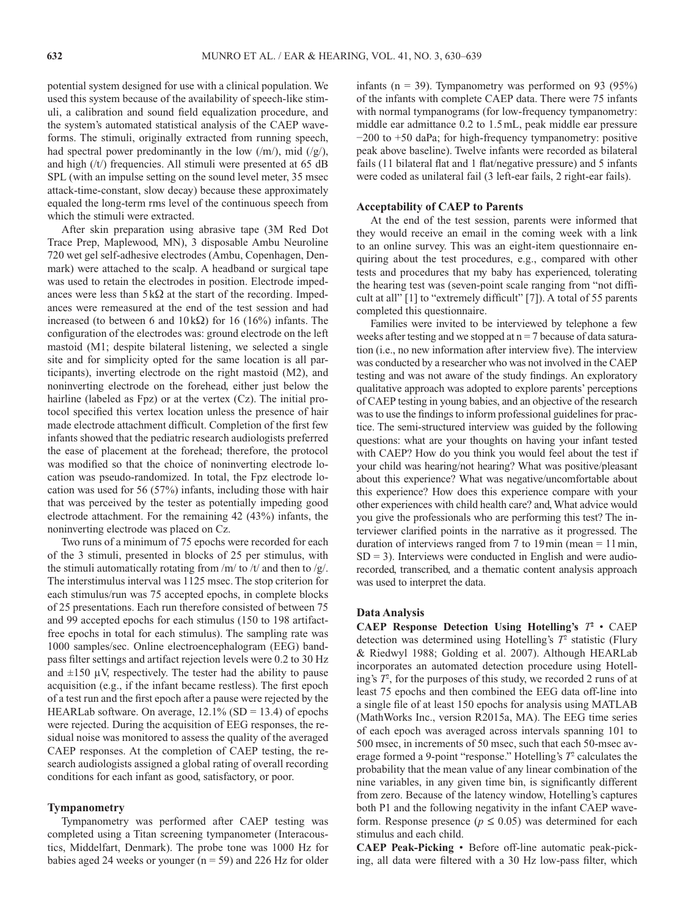potential system designed for use with a clinical population. We used this system because of the availability of speech-like stimuli, a calibration and sound field equalization procedure, and the system's automated statistical analysis of the CAEP waveforms. The stimuli, originally extracted from running speech, had spectral power predominantly in the low (/m/), mid (/g/), and high (/t/) frequencies. All stimuli were presented at 65 dB SPL (with an impulse setting on the sound level meter, 35 msec attack-time-constant, slow decay) because these approximately equaled the long-term rms level of the continuous speech from which the stimuli were extracted.

After skin preparation using abrasive tape (3M Red Dot Trace Prep, Maplewood, MN), 3 disposable Ambu Neuroline 720 wet gel self-adhesive electrodes (Ambu, Copenhagen, Denmark) were attached to the scalp. A headband or surgical tape was used to retain the electrodes in position. Electrode impedances were less than 5 kΩ at the start of the recording. Impedances were remeasured at the end of the test session and had increased (to between 6 and 10 kΩ) for 16 (16%) infants. The configuration of the electrodes was: ground electrode on the left mastoid (M1; despite bilateral listening, we selected a single site and for simplicity opted for the same location is all participants), inverting electrode on the right mastoid (M2), and noninverting electrode on the forehead, either just below the hairline (labeled as Fpz) or at the vertex (Cz). The initial protocol specified this vertex location unless the presence of hair made electrode attachment difficult. Completion of the first few infants showed that the pediatric research audiologists preferred the ease of placement at the forehead; therefore, the protocol was modified so that the choice of noninverting electrode location was pseudo-randomized. In total, the Fpz electrode location was used for 56 (57%) infants, including those with hair that was perceived by the tester as potentially impeding good electrode attachment. For the remaining 42 (43%) infants, the noninverting electrode was placed on Cz.

Two runs of a minimum of 75 epochs were recorded for each of the 3 stimuli, presented in blocks of 25 per stimulus, with the stimuli automatically rotating from /m/ to /t/ and then to /g/. The interstimulus interval was 1125 msec. The stop criterion for each stimulus/run was 75 accepted epochs, in complete blocks of 25 presentations. Each run therefore consisted of between 75 and 99 accepted epochs for each stimulus (150 to 198 artifact-free epochs in total for each stimulus). The sampling rate was 1000 samples/sec. Online electroencephalogram (EEG) bandpass filter settings and artifact rejection levels were 0.2 to 30 Hz and ±150 μV, respectively. The tester had the ability to pause acquisition (e.g., if the infant became restless). The first epoch of a test run and the first epoch after a pause were rejected by the HEARLab software. On average, 12.1% (SD = 13.4) of epochs were rejected. During the acquisition of EEG responses, the residual noise was monitored to assess the quality of the averaged CAEP responses. At the completion of CAEP testing, the research audiologists assigned a global rating of overall recording conditions for each infant as good, satisfactory, or poor.

### Tympanometry

Tympanometry was performed after CAEP testing was completed using a Titan screening tympanometer (Interacoustics, Middelfart, Denmark). The probe tone was 1000 Hz for babies aged 24 weeks or younger (n = 59) and 226 Hz for older infants (n = 39). Tympanometry was performed on 93 (95%) of the infants with complete CAEP data. There were 75 infants with normal tympanograms (for low-frequency tympanometry: middle ear admittance 0.2 to 1.5 mL, peak middle ear pressure −200 to +50 daPa; for high-frequency tympanometry: positive peak above baseline). Twelve infants were recorded as bilateral fails (11 bilateral flat and 1 flat/negative pressure) and 5 infants were coded as unilateral fail (3 left-ear fails, 2 right-ear fails).

### Acceptability of CAEP to Parents

At the end of the test session, parents were informed that they would receive an email in the coming week with a link to an online survey. This was an eight-item questionnaire enquiring about the test procedures, e.g., compared with other tests and procedures that my baby has experienced, tolerating the hearing test was (seven-point scale ranging from "not difficult at all" [1] to "extremely difficult" [7]). A total of 55 parents completed this questionnaire.

Families were invited to be interviewed by telephone a few weeks after testing and we stopped at n = 7 because of data saturation (i.e., no new information after interview five). The interview was conducted by a researcher who was not involved in the CAEP testing and was not aware of the study findings. An exploratory qualitative approach was adopted to explore parents' perceptions of CAEP testing in young babies, and an objective of the research was to use the findings to inform professional guidelines for practice. The semi-structured interview was guided by the following questions: what are your thoughts on having your infant tested with CAEP? How do you think you would feel about the test if your child was hearing/not hearing? What was positive/pleasant about this experience? What was negative/uncomfortable about this experience? How does this experience compare with your other experiences with child health care? and, What advice would you give the professionals who are performing this test? The interviewer clarified points in the narrative as it progressed. The duration of interviews ranged from 7 to 19 min (mean = 11 min, SD = 3). Interviews were conducted in English and were audio-recorded, transcribed, and a thematic content analysis approach was used to interpret the data.

### Data Analysis

**CAEP Response Detection Using Hotelling's $T^2$** • CAEP detection was determined using Hotelling's $T^2$ statistic (Flury & Riedwyl 1988; Golding et al. 2007). Although HEARLab incorporates an automated detection procedure using Hotelling's $T^2$, for the purposes of this study, we recorded 2 runs of at least 75 epochs and then combined the EEG data off-line into a single file of at least 150 epochs for analysis using MATLAB (MathWorks Inc., version R2015a, MA). The EEG time series of each epoch was averaged across intervals spanning 101 to 500 msec, in increments of 50 msec, such that each 50-msec average formed a 9-point "response." Hotelling's $T^2$ calculates the probability that the mean value of any linear combination of the nine variables, in any given time bin, is significantly different from zero. Because of the latency window, Hotelling's captures both P1 and the following negativity in the infant CAEP waveform. Response presence ($p \leq 0.05$) was determined for each stimulus and each child.

**CAEP Peak-Picking** • Before off-line automatic peak-picking, all data were filtered with a 30 Hz low-pass filter, which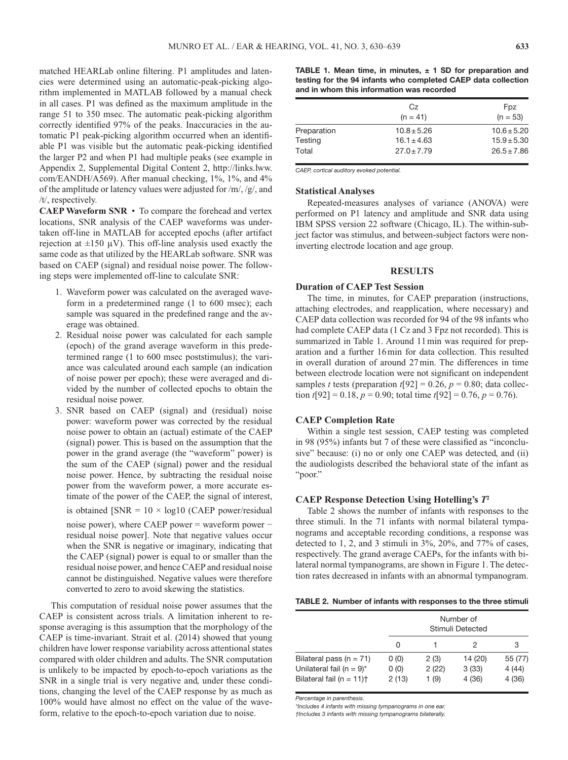matched HEARLab online filtering. P1 amplitudes and latencies were determined using an automatic-peak-picking algorithm implemented in MATLAB followed by a manual check in all cases. P1 was defined as the maximum amplitude in the range 51 to 350 msec. The automatic peak-picking algorithm correctly identified 97% of the peaks. Inaccuracies in the automatic P1 peak-picking algorithm occurred when an identifiable P1 was visible but the automatic peak-picking identified the larger P2 and when P1 had multiple peaks (see example in Appendix 2, Supplemental Digital Content 2, http://links.lww.com/EANDH/A569). After manual checking, 1%, 1%, and 4% of the amplitude or latency values were adjusted for /m/, /g/, and /t/, respectively.

**CAEP Waveform SNR** • To compare the forehead and vertex locations, SNR analysis of the CAEP waveforms was undertaken off-line in MATLAB for accepted epochs (after artifact rejection at ±150 μV). This off-line analysis used exactly the same code as that utilized by the HEARLab software. SNR was based on CAEP (signal) and residual noise power. The following steps were implemented off-line to calculate SNR:

1. Waveform power was calculated on the averaged waveform in a predetermined range (1 to 600 msec); each sample was squared in the predefined range and the average was obtained.
2. Residual noise power was calculated for each sample (epoch) of the grand average waveform in this predetermined range (1 to 600 msec poststimulus); the variance was calculated around each sample (an indication of noise power per epoch); these were averaged and divided by the number of collected epochs to obtain the residual noise power.
3. SNR based on CAEP (signal) and (residual) noise power: waveform power was corrected by the residual noise power to obtain an (actual) estimate of the CAEP (signal) power. This is based on the assumption that the power in the grand average (the "waveform" power) is the sum of the CAEP (signal) power and the residual noise power. Hence, by subtracting the residual noise power from the waveform power, a more accurate estimate of the power of the CAEP, the signal of interest, is obtained [SNR = 10 × log10 (CAEP power/residual noise power), where CAEP power = waveform power − residual noise power]. Note that negative values occur when the SNR is negative or imaginary, indicating that the CAEP (signal) power is equal to or smaller than the residual noise power, and hence CAEP and residual noise cannot be distinguished. Negative values were therefore converted to zero to avoid skewing the statistics.

This computation of residual noise power assumes that the CAEP is consistent across trials. A limitation inherent to response averaging is this assumption that the morphology of the CAEP is time-invariant. Strait et al. (2014) showed that young children have lower response variability across attentional states compared with older children and adults. The SNR computation is unlikely to be impacted by epoch-to-epoch variations as the SNR in a single trial is very negative and, under these conditions, changing the level of the CAEP response by as much as 100% would have almost no effect on the value of the waveform, relative to the epoch-to-epoch variation due to noise.

**TABLE 1. Mean time, in minutes, ± 1 SD for preparation and testing for the 94 infants who completed CAEP data collection and in whom this information was recorded**

| | Cz (n = 41) | Fpz (n = 53) |
|---|---|---|
| Preparation | 10.8 ± 5.26 | 10.6 ± 5.20 |
| Testing | 16.1 ± 4.63 | 15.9 ± 5.30 |
| Total | 27.0 ± 7.79 | 26.5 ± 7.86 |

*CAEP, cortical auditory evoked potential.*

## Statistical Analyses

Repeated-measures analyses of variance (ANOVA) were performed on P1 latency and amplitude and SNR data using IBM SPSS version 22 software (Chicago, IL). The within-subject factor was stimulus, and between-subject factors were noninverting electrode location and age group.

# RESULTS

## Duration of CAEP Test Session

The time, in minutes, for CAEP preparation (instructions, attaching electrodes, and reapplication, where necessary) and CAEP data collection was recorded for 94 of the 98 infants who had complete CAEP data (1 Cz and 3 Fpz not recorded). This is summarized in Table 1. Around 11 min was required for preparation and a further 16 min for data collection. This resulted in overall duration of around 27 min. The differences in time between electrode location were not significant on independent samples *t* tests (preparation $t[92] = 0.26$, $p = 0.80$; data collection $t[92] = 0.18$, $p = 0.90$; total time $t[92] = 0.76$, $p = 0.76$).

## CAEP Completion Rate

Within a single test session, CAEP testing was completed in 98 (95%) infants but 7 of these were classified as "inconclusive" because: (i) no or only one CAEP was detected, and (ii) the audiologists described the behavioral state of the infant as "poor."

## CAEP Response Detection Using Hotelling's $T^2$

Table 2 shows the number of infants with responses to the three stimuli. In the 71 infants with normal bilateral tympanograms and acceptable recording conditions, a response was detected to 1, 2, and 3 stimuli in 3%, 20%, and 77% of cases, respectively. The grand average CAEPs, for the infants with bilateral normal tympanograms, are shown in Figure 1. The detection rates decreased in infants with an abnormal tympanogram.

**TABLE 2. Number of infants with responses to the three stimuli**

| | Number of Stimuli Detected | | | |
|---|---|---|---|---|
| | 0 | 1 | 2 | 3 |
| Bilateral pass (n = 71) | 0 (0) | 2 (3) | 14 (20) | 55 (77) |
| Unilateral fail (n = 9)* | 0 (0) | 2 (22) | 3 (33) | 4 (44) |
| Bilateral fail (n = 11)† | 2 (13) | 1 (9) | 4 (36) | 4 (36) |

*Percentage in parenthesis.*
*\*Includes 4 infants with missing tympanograms in one ear.*
*†Includes 3 infants with missing tympanograms bilaterally.*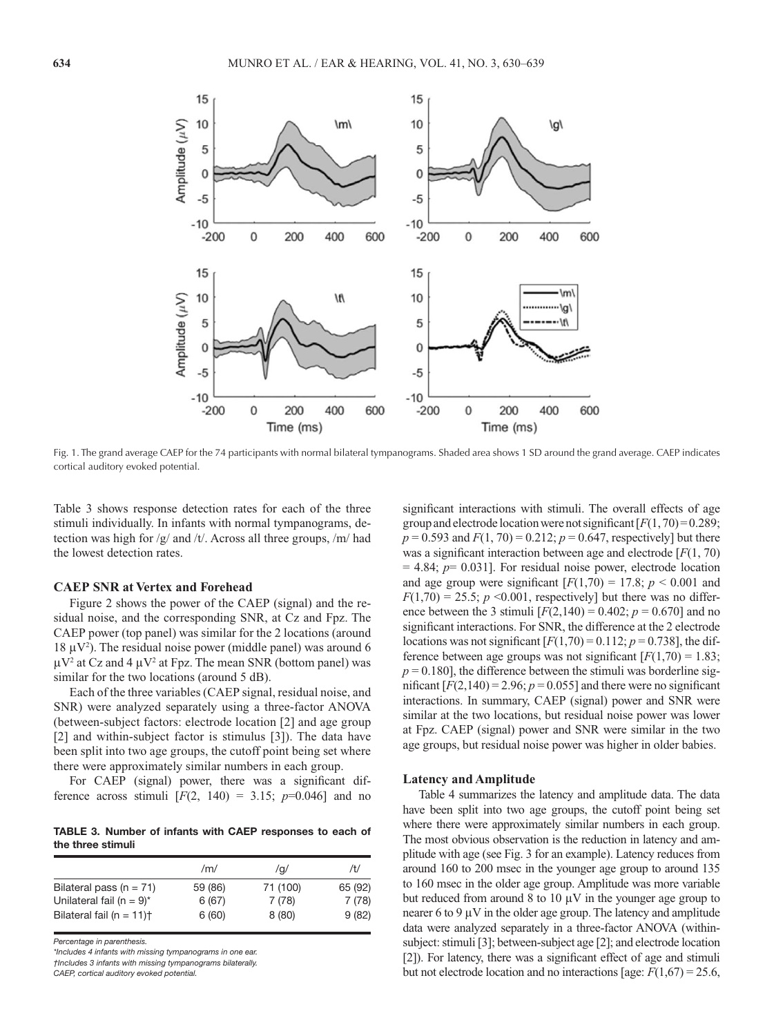Fig. 1. The grand average CAEP for the 74 participants with normal bilateral tympanograms. Shaded area shows 1 SD around the grand average. CAEP indicates cortical auditory evoked potential.

Table 3 shows response detection rates for each of the three stimuli individually. In infants with normal tympanograms, detection was high for /g/ and /t/. Across all three groups, /m/ had the lowest detection rates.

### CAEP SNR at Vertex and Forehead

Figure 2 shows the power of the CAEP (signal) and the residual noise, and the corresponding SNR, at Cz and Fpz. The CAEP power (top panel) was similar for the 2 locations (around 18 $\mu V^2$). The residual noise power (middle panel) was around 6 $\mu V^2$ at Cz and 4 $\mu V^2$ at Fpz. The mean SNR (bottom panel) was similar for the two locations (around 5 dB).

Each of the three variables (CAEP signal, residual noise, and SNR) were analyzed separately using a three-factor ANOVA (between-subject factors: electrode location [2] and age group [2] and within-subject factor is stimulus [3]). The data have been split into two age groups, the cutoff point being set where there were approximately similar numbers in each group.

For CAEP (signal) power, there was a significant difference across stimuli [$F(2, 140) = 3.15$; $p=0.046$] and no significant interactions with stimuli. The overall effects of age group and electrode location were not significant [$F(1, 70) = 0.289$; $p = 0.593$ and $F(1, 70) = 0.212$; $p = 0.647$, respectively] but there was a significant interaction between age and electrode [$F(1, 70) = 4.84$; $p= 0.031$]. For residual noise power, electrode location and age group were significant [$F(1,70) = 17.8$; $p < 0.001$ and $F(1,70) = 25.5$; $p <0.001$, respectively] but there was no difference between the 3 stimuli [$F(2,140) = 0.402$; $p = 0.670$] and no significant interactions. For SNR, the difference at the 2 electrode locations was not significant [$F(1,70) = 0.112$; $p = 0.738$], the difference between age groups was not significant [$F(1,70) = 1.83$; $p = 0.180$], the difference between the stimuli was borderline significant [$F(2,140) = 2.96$; $p = 0.055$] and there were no significant interactions. In summary, CAEP (signal) power and SNR were similar at the two locations, but residual noise power was lower at Fpz. CAEP (signal) power and SNR were similar in the two age groups, but residual noise power was higher in older babies.

**TABLE 3. Number of infants with CAEP responses to each of the three stimuli**

| | /m/ | /g/ | /t/ |
|---|---|---|---|
| Bilateral pass (n = 71) | 59 (86) | 71 (100) | 65 (92) |
| Unilateral fail (n = 9)* | 6 (67) | 7 (78) | 7 (78) |
| Bilateral fail (n = 11)† | 6 (60) | 8 (80) | 9 (82) |

*Percentage in parenthesis.*
*\*Includes 4 infants with missing tympanograms in one ear.*
*†Includes 3 infants with missing tympanograms bilaterally.*
*CAEP, cortical auditory evoked potential.*

### Latency and Amplitude

Table 4 summarizes the latency and amplitude data. The data have been split into two age groups, the cutoff point being set where there were approximately similar numbers in each group. The most obvious observation is the reduction in latency and amplitude with age (see Fig. 3 for an example). Latency reduces from around 160 to 200 msec in the younger age group to around 135 to 160 msec in the older age group. Amplitude was more variable but reduced from around 8 to 10 μV in the younger age group to nearer 6 to 9 μV in the older age group. The latency and amplitude data were analyzed separately in a three-factor ANOVA (within-subject: stimuli [3]; between-subject age [2]; and electrode location [2]). For latency, there was a significant effect of age and stimuli but not electrode location and no interactions [age: $F(1,67) = 25.6$,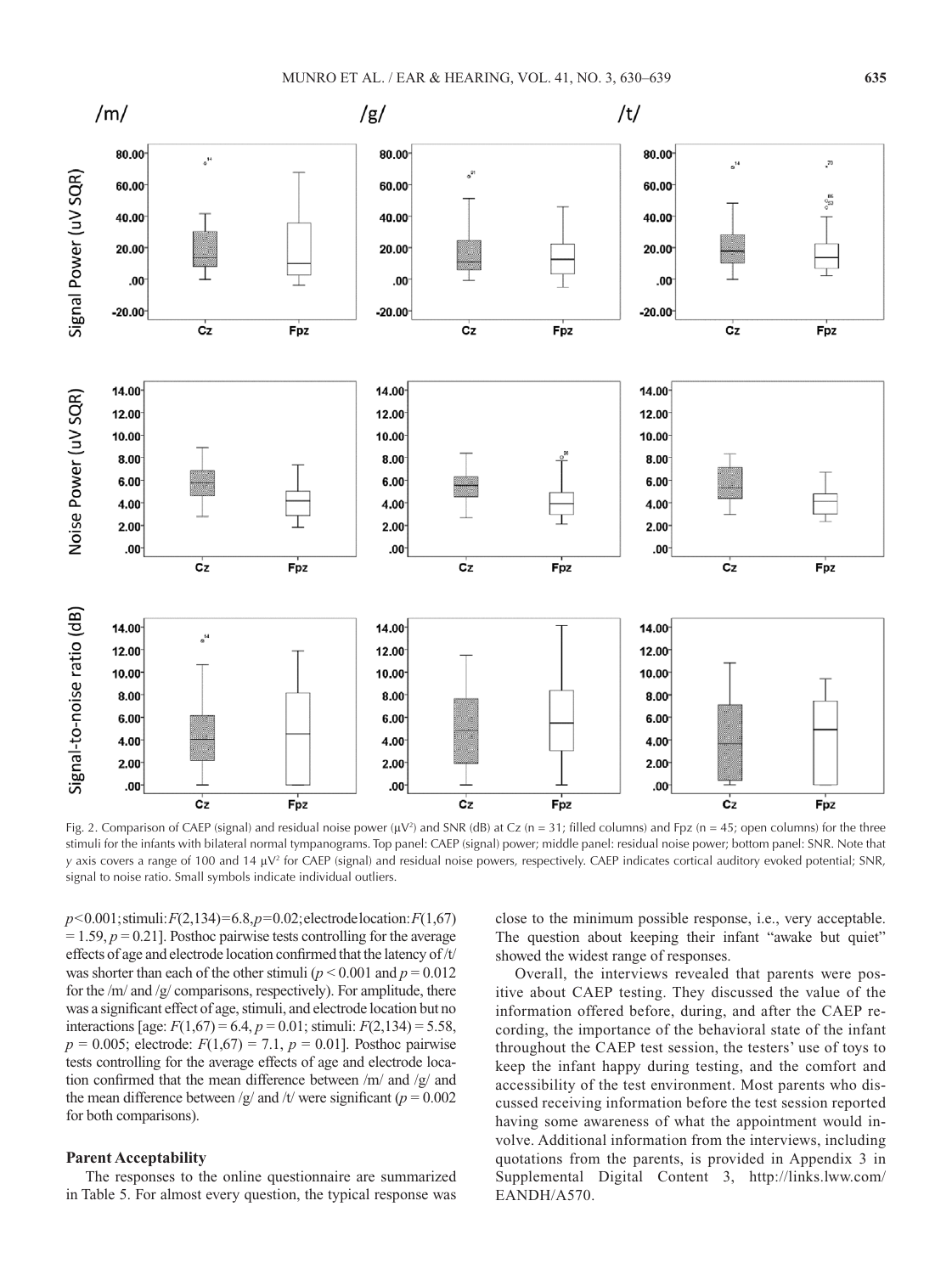/m/

/g/

/t/

Signal Power (uV SQR)

80.00
60.00
40.00
20.00
.00
-20.00

Cz Fpz

Noise Power (uV SQR)

14.00
12.00
10.00
8.00
6.00
4.00
2.00
.00

Cz Fpz

Signal-to-noise ratio (dB)

14.00
12.00
10.00
8.00
6.00
4.00
2.00
.00

Cz Fpz

Fig. 2. Comparison of CAEP (signal) and residual noise power (μV²) and SNR (dB) at Cz (n = 31; filled columns) and Fpz (n = 45; open columns) for the three stimuli for the infants with bilateral normal tympanograms. Top panel: CAEP (signal) power; middle panel: residual noise power; bottom panel: SNR. Note that *y* axis covers a range of 100 and 14 μV² for CAEP (signal) and residual noise powers, respectively. CAEP indicates cortical auditory evoked potential; SNR, signal to noise ratio. Small symbols indicate individual outliers.

$p < 0.001$; stimuli: $F(2,134) = 6.8, p = 0.02$; electrode location: $F(1,67) = 1.59, p = 0.21$]. Posthoc pairwise tests controlling for the average effects of age and electrode location confirmed that the latency of /t/ was shorter than each of the other stimuli ($p < 0.001$ and $p = 0.012$ for the /m/ and /g/ comparisons, respectively). For amplitude, there was a significant effect of age, stimuli, and electrode location but no interactions [age: $F(1,67) = 6.4, p = 0.01$; stimuli: $F(2,134) = 5.58, p = 0.005$; electrode: $F(1,67) = 7.1, p = 0.01$]. Posthoc pairwise tests controlling for the average effects of age and electrode location confirmed that the mean difference between /m/ and /g/ and the mean difference between /g/ and /t/ were significant ($p = 0.002$ for both comparisons).

### Parent Acceptability

The responses to the online questionnaire are summarized in Table 5. For almost every question, the typical response was close to the minimum possible response, i.e., very acceptable. The question about keeping their infant "awake but quiet" showed the widest range of responses.

Overall, the interviews revealed that parents were positive about CAEP testing. They discussed the value of the information offered before, during, and after the CAEP recording, the importance of the behavioral state of the infant throughout the CAEP test session, the testers' use of toys to keep the infant happy during testing, and the comfort and accessibility of the test environment. Most parents who discussed receiving information before the test session reported having some awareness of what the appointment would involve. Additional information from the interviews, including quotations from the parents, is provided in Appendix 3 in Supplemental Digital Content 3, http://links.lww.com/EANDH/A570.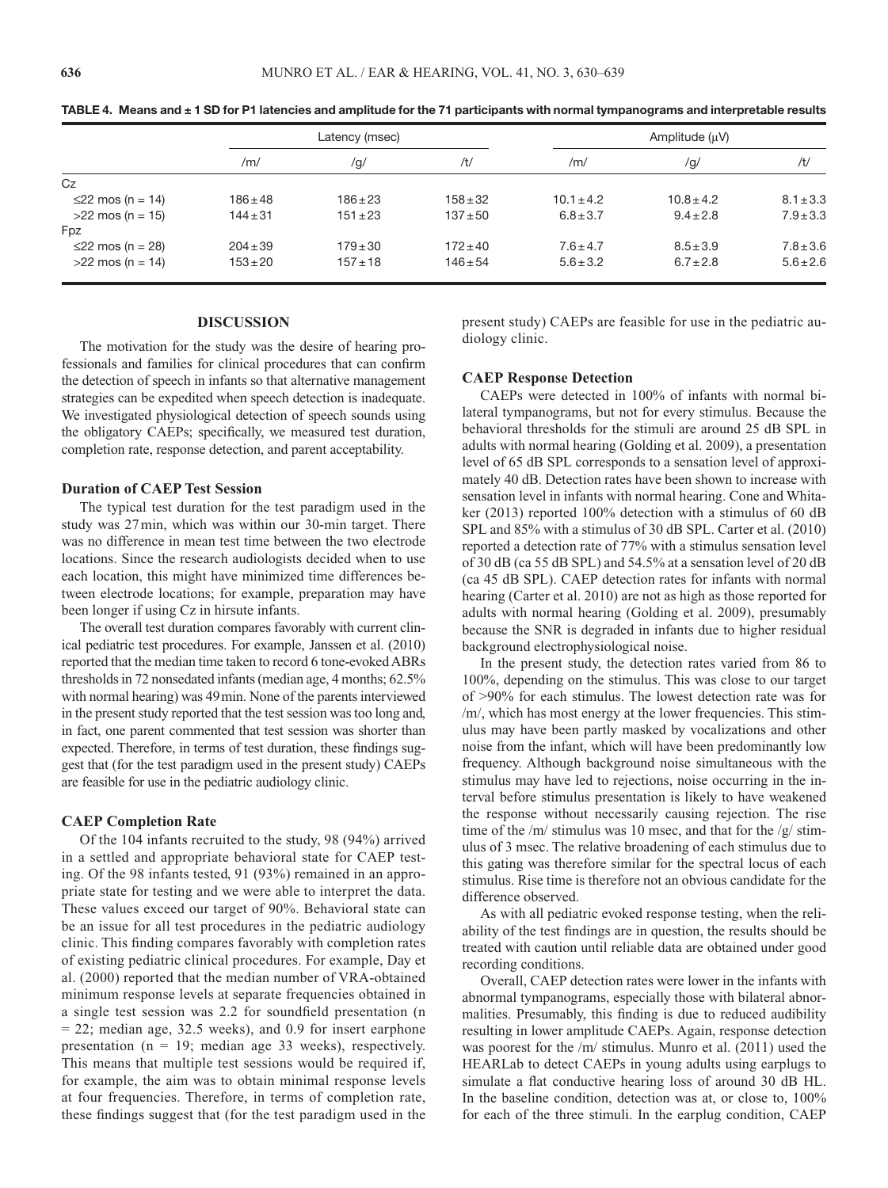TABLE 4. Means and ± 1 SD for P1 latencies and amplitude for the 71 participants with normal tympanograms and interpretable results

| | Latency (msec) | | | Amplitude (μV) | | |
|---|---|---|---|---|---|---|
| | /m/ | /g/ | /t/ | /m/ | /g/ | /t/ |
| Cz | | | | | | |
| ≤22 mos (n = 14) | 186 ± 48 | 186 ± 23 | 158 ± 32 | 10.1 ± 4.2 | 10.8 ± 4.2 | 8.1 ± 3.3 |
| >22 mos (n = 15) | 144 ± 31 | 151 ± 23 | 137 ± 50 | 6.8 ± 3.7 | 9.4 ± 2.8 | 7.9 ± 3.3 |
| Fpz | | | | | | |
| ≤22 mos (n = 28) | 204 ± 39 | 179 ± 30 | 172 ± 40 | 7.6 ± 4.7 | 8.5 ± 3.9 | 7.8 ± 3.6 |
| >22 mos (n = 14) | 153 ± 20 | 157 ± 18 | 146 ± 54 | 5.6 ± 3.2 | 6.7 ± 2.8 | 5.6 ± 2.6 |

## DISCUSSION

The motivation for the study was the desire of hearing professionals and families for clinical procedures that can confirm the detection of speech in infants so that alternative management strategies can be expedited when speech detection is inadequate. We investigated physiological detection of speech sounds using the obligatory CAEPs; specifically, we measured test duration, completion rate, response detection, and parent acceptability.

### Duration of CAEP Test Session

The typical test duration for the test paradigm used in the study was 27 min, which was within our 30-min target. There was no difference in mean test time between the two electrode locations. Since the research audiologists decided when to use each location, this might have minimized time differences between electrode locations; for example, preparation may have been longer if using Cz in hirsute infants.

The overall test duration compares favorably with current clinical pediatric test procedures. For example, Janssen et al. (2010) reported that the median time taken to record 6 tone-evoked ABRs thresholds in 72 nonsedated infants (median age, 4 months; 62.5% with normal hearing) was 49 min. None of the parents interviewed in the present study reported that the test session was too long and, in fact, one parent commented that test session was shorter than expected. Therefore, in terms of test duration, these findings suggest that (for the test paradigm used in the present study) CAEPs are feasible for use in the pediatric audiology clinic.

### CAEP Completion Rate

Of the 104 infants recruited to the study, 98 (94%) arrived in a settled and appropriate behavioral state for CAEP testing. Of the 98 infants tested, 91 (93%) remained in an appropriate state for testing and we were able to interpret the data. These values exceed our target of 90%. Behavioral state can be an issue for all test procedures in the pediatric audiology clinic. This finding compares favorably with completion rates of existing pediatric clinical procedures. For example, Day et al. (2000) reported that the median number of VRA-obtained minimum response levels at separate frequencies obtained in a single test session was 2.2 for soundfield presentation (n = 22; median age, 32.5 weeks), and 0.9 for insert earphone presentation (n = 19; median age 33 weeks), respectively. This means that multiple test sessions would be required if, for example, the aim was to obtain minimal response levels at four frequencies. Therefore, in terms of completion rate, these findings suggest that (for the test paradigm used in the present study) CAEPs are feasible for use in the pediatric audiology clinic.

### CAEP Response Detection

CAEPs were detected in 100% of infants with normal bilateral tympanograms, but not for every stimulus. Because the behavioral thresholds for the stimuli are around 25 dB SPL in adults with normal hearing (Golding et al. 2009), a presentation level of 65 dB SPL corresponds to a sensation level of approximately 40 dB. Detection rates have been shown to increase with sensation level in infants with normal hearing. Cone and Whitaker (2013) reported 100% detection with a stimulus of 60 dB SPL and 85% with a stimulus of 30 dB SPL. Carter et al. (2010) reported a detection rate of 77% with a stimulus sensation level of 30 dB (ca 55 dB SPL) and 54.5% at a sensation level of 20 dB (ca 45 dB SPL). CAEP detection rates for infants with normal hearing (Carter et al. 2010) are not as high as those reported for adults with normal hearing (Golding et al. 2009), presumably because the SNR is degraded in infants due to higher residual background electrophysiological noise.

In the present study, the detection rates varied from 86 to 100%, depending on the stimulus. This was close to our target of >90% for each stimulus. The lowest detection rate was for /m/, which has most energy at the lower frequencies. This stimulus may have been partly masked by vocalizations and other noise from the infant, which will have been predominantly low frequency. Although background noise simultaneous with the stimulus may have led to rejections, noise occurring in the interval before stimulus presentation is likely to have weakened the response without necessarily causing rejection. The rise time of the /m/ stimulus was 10 msec, and that for the /g/ stimulus of 3 msec. The relative broadening of each stimulus due to this gating was therefore similar for the spectral locus of each stimulus. Rise time is therefore not an obvious candidate for the difference observed.

As with all pediatric evoked response testing, when the reliability of the test findings are in question, the results should be treated with caution until reliable data are obtained under good recording conditions.

Overall, CAEP detection rates were lower in the infants with abnormal tympanograms, especially those with bilateral abnormalities. Presumably, this finding is due to reduced audibility resulting in lower amplitude CAEPs. Again, response detection was poorest for the /m/ stimulus. Munro et al. (2011) used the HEARLab to detect CAEPs in young adults using earplugs to simulate a flat conductive hearing loss of around 30 dB HL. In the baseline condition, detection was at, or close to, 100% for each of the three stimuli. In the earplug condition, CAEP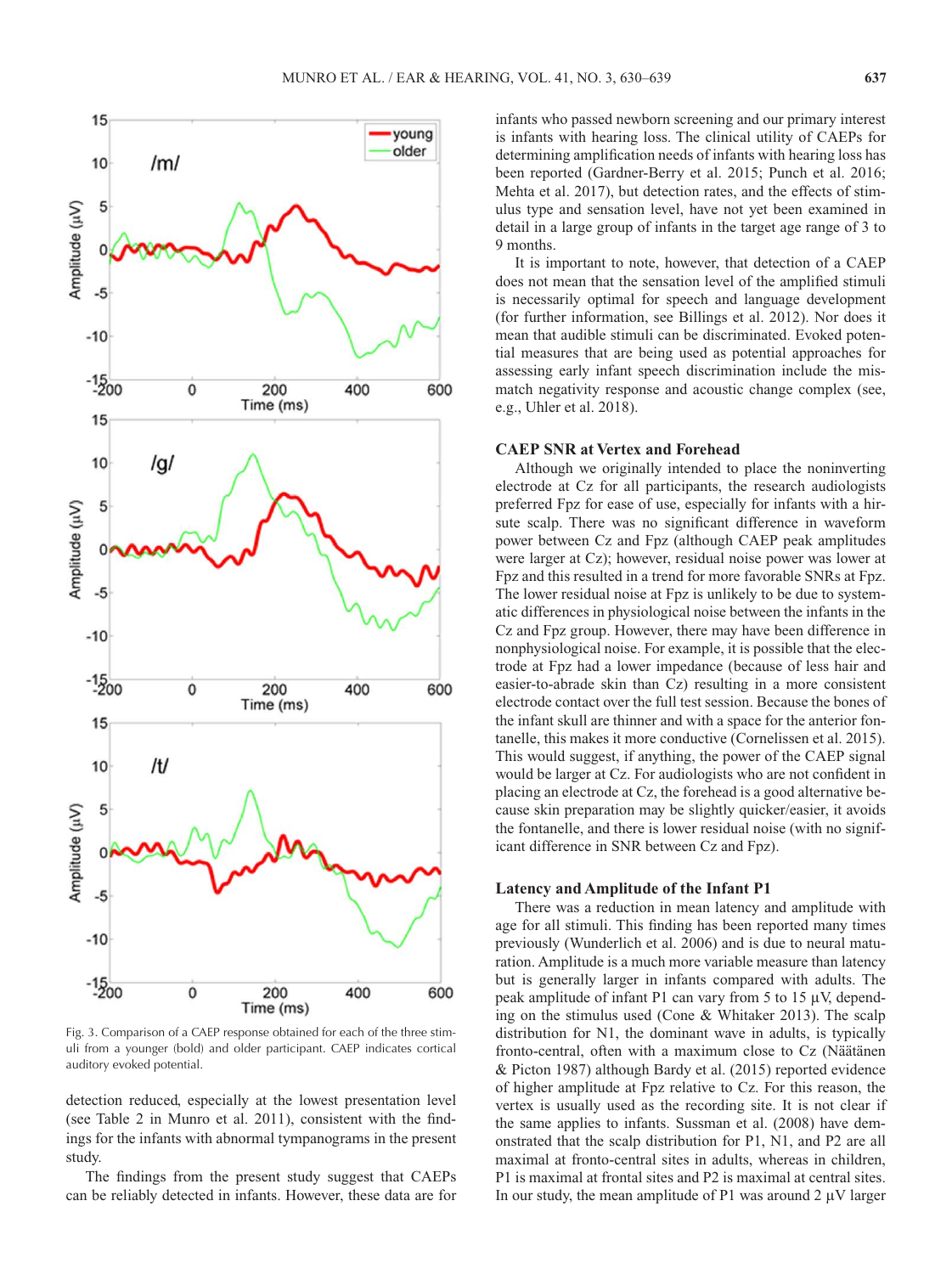/m/

young
older

Amplitude (μV)

15
10
5
0
-5
-10
-15

-200 0 200 400 600
Time (ms)

/g/

Amplitude (μV)

15
10
5
0
-5
-10
-15

-200 0 200 400 600
Time (ms)

/t/

Amplitude (μV)

15
10
5
0
-5
-10
-15

-200 0 200 400 600
Time (ms)

Fig. 3. Comparison of a CAEP response obtained for each of the three stimuli from a younger (bold) and older participant. CAEP indicates cortical auditory evoked potential.

detection reduced, especially at the lowest presentation level (see Table 2 in Munro et al. 2011), consistent with the findings for the infants with abnormal tympanograms in the present study.

The findings from the present study suggest that CAEPs can be reliably detected in infants. However, these data are for infants who passed newborn screening and our primary interest is infants with hearing loss. The clinical utility of CAEPs for determining amplification needs of infants with hearing loss has been reported (Gardner-Berry et al. 2015; Punch et al. 2016; Mehta et al. 2017), but detection rates, and the effects of stimulus type and sensation level, have not yet been examined in detail in a large group of infants in the target age range of 3 to 9 months.

It is important to note, however, that detection of a CAEP does not mean that the sensation level of the amplified stimuli is necessarily optimal for speech and language development (for further information, see Billings et al. 2012). Nor does it mean that audible stimuli can be discriminated. Evoked potential measures that are being used as potential approaches for assessing early infant speech discrimination include the mismatch negativity response and acoustic change complex (see, e.g., Uhler et al. 2018).

### CAEP SNR at Vertex and Forehead

Although we originally intended to place the noninverting electrode at Cz for all participants, the research audiologists preferred Fpz for ease of use, especially for infants with a hirsute scalp. There was no significant difference in waveform power between Cz and Fpz (although CAEP peak amplitudes were larger at Cz); however, residual noise power was lower at Fpz and this resulted in a trend for more favorable SNRs at Fpz. The lower residual noise at Fpz is unlikely to be due to systematic differences in physiological noise between the infants in the Cz and Fpz group. However, there may have been difference in nonphysiological noise. For example, it is possible that the electrode at Fpz had a lower impedance (because of less hair and easier-to-abrade skin than Cz) resulting in a more consistent electrode contact over the full test session. Because the bones of the infant skull are thinner and with a space for the anterior fontanelle, this makes it more conductive (Cornelissen et al. 2015). This would suggest, if anything, the power of the CAEP signal would be larger at Cz. For audiologists who are not confident in placing an electrode at Cz, the forehead is a good alternative because skin preparation may be slightly quicker/easier, it avoids the fontanelle, and there is lower residual noise (with no significant difference in SNR between Cz and Fpz).

### Latency and Amplitude of the Infant P1

There was a reduction in mean latency and amplitude with age for all stimuli. This finding has been reported many times previously (Wunderlich et al. 2006) and is due to neural maturation. Amplitude is a much more variable measure than latency but is generally larger in infants compared with adults. The peak amplitude of infant P1 can vary from 5 to 15 μV, depending on the stimulus used (Cone & Whitaker 2013). The scalp distribution for N1, the dominant wave in adults, is typically fronto-central, often with a maximum close to Cz (Näätänen & Picton 1987) although Bardy et al. (2015) reported evidence of higher amplitude at Fpz relative to Cz. For this reason, the vertex is usually used as the recording site. It is not clear if the same applies to infants. Sussman et al. (2008) have demonstrated that the scalp distribution for P1, N1, and P2 are all maximal at fronto-central sites in adults, whereas in children, P1 is maximal at frontal sites and P2 is maximal at central sites. In our study, the mean amplitude of P1 was around 2 μV larger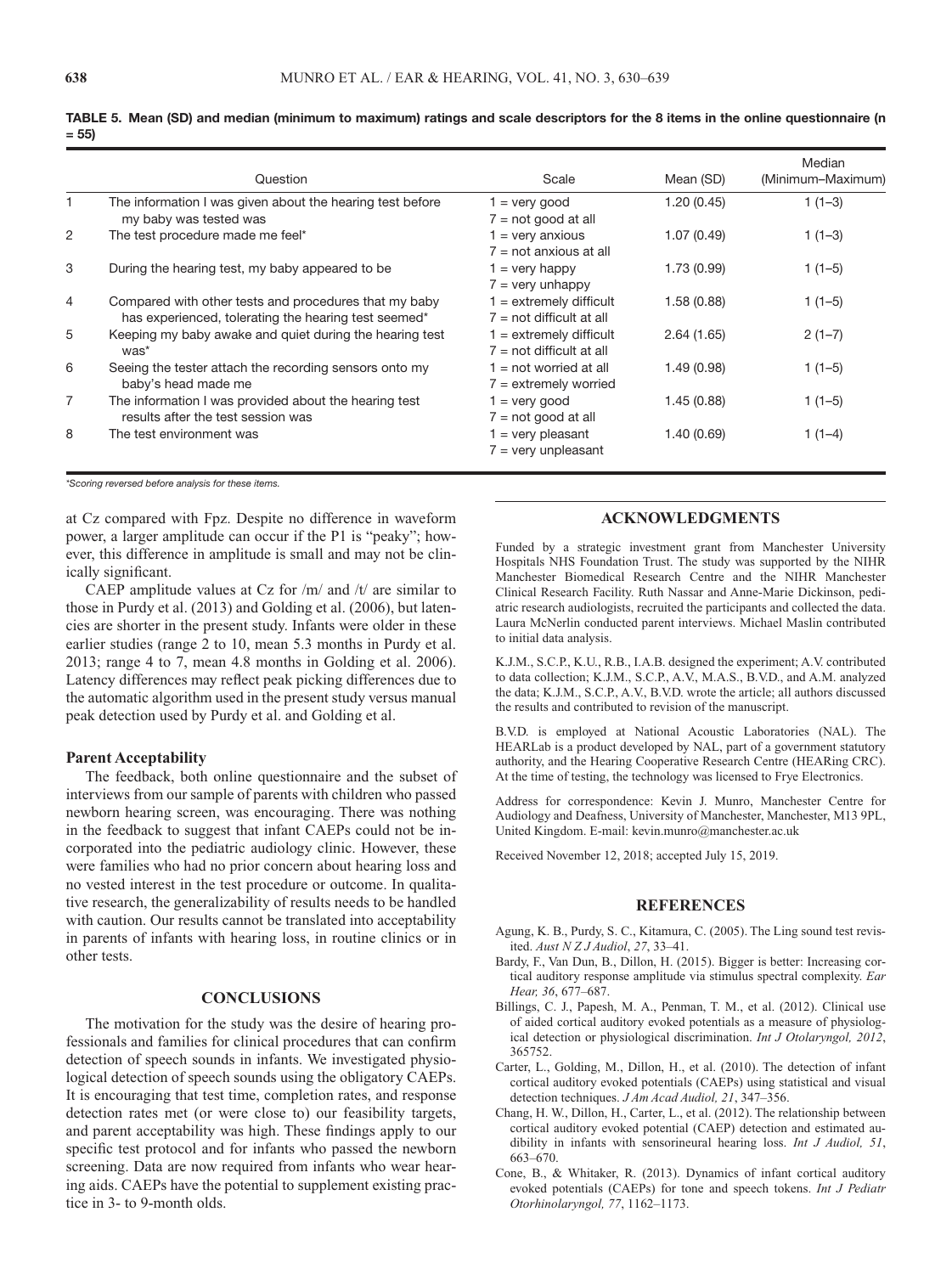**TABLE 5. Mean (SD) and median (minimum to maximum) ratings and scale descriptors for the 8 items in the online questionnaire (n = 55)**

| | Question | Scale | Mean (SD) | Median (Minimum–Maximum) |
|---|---|---|---|---|
| 1 | The information I was given about the hearing test before my baby was tested was | 1 = very good<br>7 = not good at all | 1.20 (0.45) | 1 (1–3) |
| 2 | The test procedure made me feel* | 1 = very anxious<br>7 = not anxious at all | 1.07 (0.49) | 1 (1–3) |
| 3 | During the hearing test, my baby appeared to be | 1 = very happy<br>7 = very unhappy | 1.73 (0.99) | 1 (1–5) |
| 4 | Compared with other tests and procedures that my baby has experienced, tolerating the hearing test seemed* | 1 = extremely difficult<br>7 = not difficult at all | 1.58 (0.88) | 1 (1–5) |
| 5 | Keeping my baby awake and quiet during the hearing test was* | 1 = extremely difficult<br>7 = not difficult at all | 2.64 (1.65) | 2 (1–7) |
| 6 | Seeing the tester attach the recording sensors onto my baby's head made me | 1 = not worried at all<br>7 = extremely worried | 1.49 (0.98) | 1 (1–5) |
| 7 | The information I was provided about the hearing test results after the test session was | 1 = very good<br>7 = not good at all | 1.45 (0.88) | 1 (1–5) |
| 8 | The test environment was | 1 = very pleasant<br>7 = very unpleasant | 1.40 (0.69) | 1 (1–4) |

*Scoring reversed before analysis for these items.*

at Cz compared with Fpz. Despite no difference in waveform power, a larger amplitude can occur if the P1 is "peaky"; however, this difference in amplitude is small and may not be clinically significant.

CAEP amplitude values at Cz for /m/ and /t/ are similar to those in Purdy et al. (2013) and Golding et al. (2006), but latencies are shorter in the present study. Infants were older in these earlier studies (range 2 to 10, mean 5.3 months in Purdy et al. 2013; range 4 to 7, mean 4.8 months in Golding et al. 2006). Latency differences may reflect peak picking differences due to the automatic algorithm used in the present study versus manual peak detection used by Purdy et al. and Golding et al.

### Parent Acceptability

The feedback, both online questionnaire and the subset of interviews from our sample of parents with children who passed newborn hearing screen, was encouraging. There was nothing in the feedback to suggest that infant CAEPs could not be incorporated into the pediatric audiology clinic. However, these were families who had no prior concern about hearing loss and no vested interest in the test procedure or outcome. In qualitative research, the generalizability of results needs to be handled with caution. Our results cannot be translated into acceptability in parents of infants with hearing loss, in routine clinics or in other tests.

## CONCLUSIONS

The motivation for the study was the desire of hearing professionals and families for clinical procedures that can confirm detection of speech sounds in infants. We investigated physiological detection of speech sounds using the obligatory CAEPs. It is encouraging that test time, completion rates, and response detection rates met (or were close to) our feasibility targets, and parent acceptability was high. These findings apply to our specific test protocol and for infants who passed the newborn screening. Data are now required from infants who wear hearing aids. CAEPs have the potential to supplement existing practice in 3- to 9-month olds.

## ACKNOWLEDGMENTS

Funded by a strategic investment grant from Manchester University Hospitals NHS Foundation Trust. The study was supported by the NIHR Manchester Biomedical Research Centre and the NIHR Manchester Clinical Research Facility. Ruth Nassar and Anne-Marie Dickinson, pediatric research audiologists, recruited the participants and collected the data. Laura McNerlin conducted parent interviews. Michael Maslin contributed to initial data analysis.

K.J.M., S.C.P., K.U., R.B., I.A.B. designed the experiment; A.V. contributed to data collection; K.J.M., S.C.P., A.V., M.A.S., B.V.D., and A.M. analyzed the data; K.J.M., S.C.P., A.V., B.V.D. wrote the article; all authors discussed the results and contributed to revision of the manuscript.

B.V.D. is employed at National Acoustic Laboratories (NAL). The HEARLab is a product developed by NAL, part of a government statutory authority, and the Hearing Cooperative Research Centre (HEARing CRC). At the time of testing, the technology was licensed to Frye Electronics.

Address for correspondence: Kevin J. Munro, Manchester Centre for Audiology and Deafness, University of Manchester, Manchester, M13 9PL, United Kingdom. E-mail: kevin.munro@manchester.ac.uk

Received November 12, 2018; accepted July 15, 2019.

## REFERENCES

Agung, K. B., Purdy, S. C., Kitamura, C. (2005). The Ling sound test revisited. *Aust N Z J Audiol*, *27*, 33–41.

Bardy, F., Van Dun, B., Dillon, H. (2015). Bigger is better: Increasing cortical auditory response amplitude via stimulus spectral complexity. *Ear Hear, 36*, 677–687.

Billings, C. J., Papesh, M. A., Penman, T. M., et al. (2012). Clinical use of aided cortical auditory evoked potentials as a measure of physiological detection or physiological discrimination. *Int J Otolaryngol, 2012*, 365752.

Carter, L., Golding, M., Dillon, H., et al. (2010). The detection of infant cortical auditory evoked potentials (CAEPs) using statistical and visual detection techniques. *J Am Acad Audiol, 21*, 347–356.

Chang, H. W., Dillon, H., Carter, L., et al. (2012). The relationship between cortical auditory evoked potential (CAEP) detection and estimated audibility in infants with sensorineural hearing loss. *Int J Audiol, 51*, 663–670.

Cone, B., & Whitaker, R. (2013). Dynamics of infant cortical auditory evoked potentials (CAEPs) for tone and speech tokens. *Int J Pediatr Otorhinolaryngol, 77*, 1162–1173.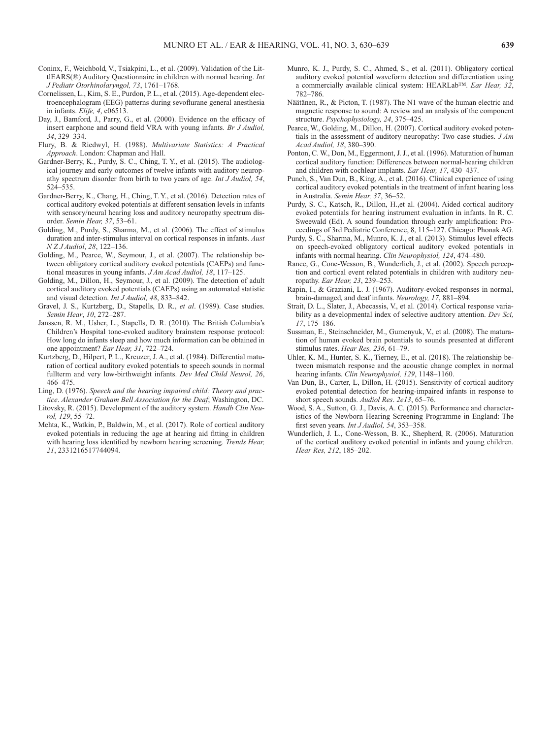Coninx, F., Weichbold, V., Tsiakpini, L., et al. (2009). Validation of the LittlEARS(®) Auditory Questionnaire in children with normal hearing. *Int J Pediatr Otorhinolaryngol, 73*, 1761–1768.

Cornelissen, L., Kim, S. E., Purdon, P. L., et al. (2015). Age-dependent electroencephalogram (EEG) patterns during sevoflurane general anesthesia in infants. *Elife, 4*, e06513.

Day, J., Bamford, J., Parry, G., et al. (2000). Evidence on the efficacy of insert earphone and sound field VRA with young infants. *Br J Audiol, 34*, 329–334.

Flury, B. & Riedwyl, H. (1988). *Multivariate Statistics: A Practical Approach*. London: Chapman and Hall.

Gardner-Berry, K., Purdy, S. C., Ching, T. Y., et al. (2015). The audiological journey and early outcomes of twelve infants with auditory neuropathy spectrum disorder from birth to two years of age. *Int J Audiol, 54*, 524–535.

Gardner-Berry, K., Chang, H., Ching, T. Y., et al. (2016). Detection rates of cortical auditory evoked potentials at different sensation levels in infants with sensory/neural hearing loss and auditory neuropathy spectrum disorder. *Semin Hear, 37*, 53–61.

Golding, M., Purdy, S., Sharma, M., et al. (2006). The effect of stimulus duration and inter-stimulus interval on cortical responses in infants. *Aust N Z J Audiol*, *28*, 122–136.

Golding, M., Pearce, W., Seymour, J., et al. (2007). The relationship between obligatory cortical auditory evoked potentials (CAEPs) and functional measures in young infants. *J Am Acad Audiol, 18*, 117–125.

Golding, M., Dillon, H., Seymour, J., et al. (2009). The detection of adult cortical auditory evoked potentials (CAEPs) using an automated statistic and visual detection. *Int J Audiol, 48*, 833–842.

Gravel, J. S., Kurtzberg, D., Stapells, D. R., *et al*. (1989). Case studies. *Semin Hear*, *10*, 272–287.

Janssen, R. M., Usher, L., Stapells, D. R. (2010). The British Columbia's Children's Hospital tone-evoked auditory brainstem response protocol: How long do infants sleep and how much information can be obtained in one appointment? *Ear Hear, 31*, 722–724.

Kurtzberg, D., Hilpert, P. L., Kreuzer, J. A., et al. (1984). Differential maturation of cortical auditory evoked potentials to speech sounds in normal fullterm and very low-birthweight infants. *Dev Med Child Neurol, 26*, 466–475.

Ling, D. (1976). *Speech and the hearing impaired child: Theory and practice*. *Alexander Graham Bell Association for the Deaf*; Washington, DC.

Litovsky, R. (2015). Development of the auditory system. *Handb Clin Neurol, 129*, 55–72.

Mehta, K., Watkin, P., Baldwin, M., et al. (2017). Role of cortical auditory evoked potentials in reducing the age at hearing aid fitting in children with hearing loss identified by newborn hearing screening. *Trends Hear, 21*, 2331216517744094.

Munro, K. J., Purdy, S. C., Ahmed, S., et al. (2011). Obligatory cortical auditory evoked potential waveform detection and differentiation using a commercially available clinical system: HEARLab™. *Ear Hear, 32*, 782–786.

Näätänen, R., & Picton, T. (1987). The N1 wave of the human electric and magnetic response to sound: A review and an analysis of the component structure. *Psychophysiology, 24*, 375–425.

Pearce, W., Golding, M., Dillon, H. (2007). Cortical auditory evoked potentials in the assessment of auditory neuropathy: Two case studies. *J Am Acad Audiol, 18*, 380–390.

Ponton, C. W., Don, M., Eggermont, J. J., et al. (1996). Maturation of human cortical auditory function: Differences between normal-hearing children and children with cochlear implants. *Ear Hear, 17*, 430–437.

Punch, S., Van Dun, B., King, A., et al. (2016). Clinical experience of using cortical auditory evoked potentials in the treatment of infant hearing loss in Australia. *Semin Hear, 37*, 36–52.

Purdy, S. C., Katsch, R., Dillon, H.,et al. (2004). Aided cortical auditory evoked potentials for hearing instrument evaluation in infants. In R. C. Sweewald (Ed). A sound foundation through early amplification: Proceedings of 3rd Pediatric Conference, 8, 115–127. Chicago: Phonak AG.

Purdy, S. C., Sharma, M., Munro, K. J., et al. (2013). Stimulus level effects on speech-evoked obligatory cortical auditory evoked potentials in infants with normal hearing. *Clin Neurophysiol, 124*, 474–480.

Rance, G., Cone-Wesson, B., Wunderlich, J., et al. (2002). Speech perception and cortical event related potentials in children with auditory neuropathy. *Ear Hear, 23*, 239–253.

Rapin, I., & Graziani, L. J. (1967). Auditory-evoked responses in normal, brain-damaged, and deaf infants. *Neurology, 17*, 881–894.

Strait, D. L., Slater, J., Abecassis, V., et al. (2014). Cortical response variability as a developmental index of selective auditory attention. *Dev Sci, 17*, 175–186.

Sussman, E., Steinschneider, M., Gumenyuk, V., et al. (2008). The maturation of human evoked brain potentials to sounds presented at different stimulus rates. *Hear Res, 236*, 61–79.

Uhler, K. M., Hunter, S. K., Tierney, E., et al. (2018). The relationship between mismatch response and the acoustic change complex in normal hearing infants. *Clin Neurophysiol, 129*, 1148–1160.

Van Dun, B., Carter, L, Dillon, H. (2015). Sensitivity of cortical auditory evoked potential detection for hearing-impaired infants in response to short speech sounds. *Audiol Res*. *2e13*, 65–76.

Wood, S. A., Sutton, G. J., Davis, A. C. (2015). Performance and characteristics of the Newborn Hearing Screening Programme in England: The first seven years. *Int J Audiol, 54*, 353–358.

Wunderlich, J. L., Cone-Wesson, B. K., Shepherd, R. (2006). Maturation of the cortical auditory evoked potential in infants and young children. *Hear Res, 212*, 185–202.